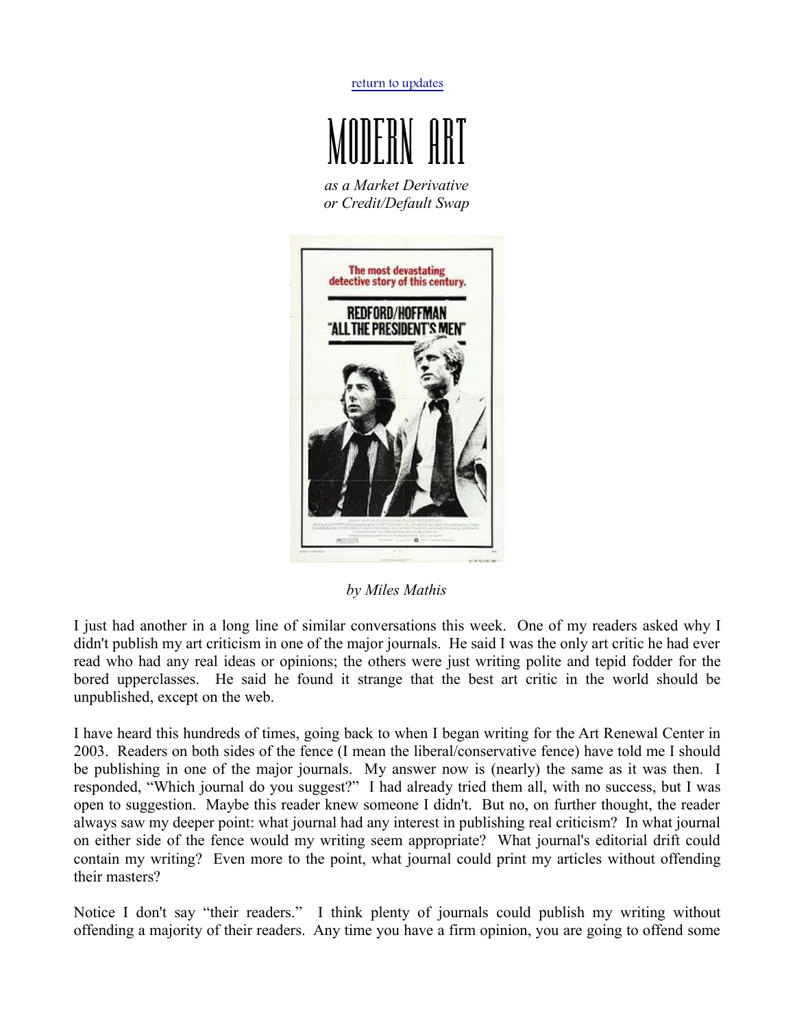return to updates

# MODERN ART

*as a Market Derivative*
*or Credit/Default Swap*

*by Miles Mathis*

I just had another in a long line of similar conversations this week. One of my readers asked why I didn't publish my art criticism in one of the major journals. He said I was the only art critic he had ever read who had any real ideas or opinions; the others were just writing polite and tepid fodder for the bored upperclasses. He said he found it strange that the best art critic in the world should be unpublished, except on the web.

I have heard this hundreds of times, going back to when I began writing for the Art Renewal Center in 2003. Readers on both sides of the fence (I mean the liberal/conservative fence) have told me I should be publishing in one of the major journals. My answer now is (nearly) the same as it was then. I responded, "Which journal do you suggest?" I had already tried them all, with no success, but I was open to suggestion. Maybe this reader knew someone I didn't. But no, on further thought, the reader always saw my deeper point: what journal had any interest in publishing real criticism? In what journal on either side of the fence would my writing seem appropriate? What journal's editorial drift could contain my writing? Even more to the point, what journal could print my articles without offending their masters?

Notice I don't say "their readers." I think plenty of journals could publish my writing without offending a majority of their readers. Any time you have a firm opinion, you are going to offend some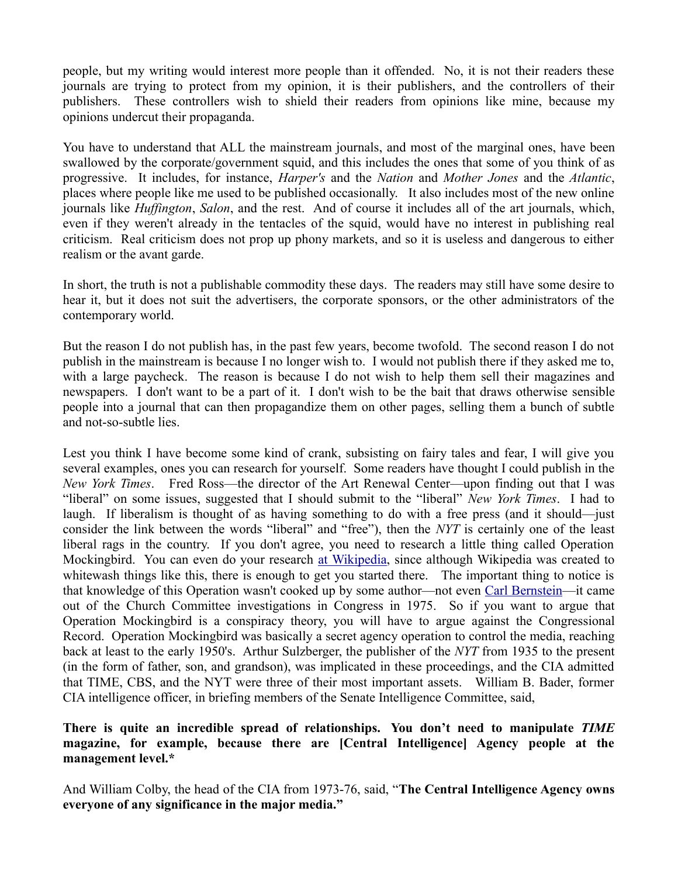people, but my writing would interest more people than it offended. No, it is not their readers these journals are trying to protect from my opinion, it is their publishers, and the controllers of their publishers. These controllers wish to shield their readers from opinions like mine, because my opinions undercut their propaganda.

You have to understand that ALL the mainstream journals, and most of the marginal ones, have been swallowed by the corporate/government squid, and this includes the ones that some of you think of as progressive. It includes, for instance, *Harper's* and the *Nation* and *Mother Jones* and the *Atlantic*, places where people like me used to be published occasionally. It also includes most of the new online journals like *Huffington*, *Salon*, and the rest. And of course it includes all of the art journals, which, even if they weren't already in the tentacles of the squid, would have no interest in publishing real criticism. Real criticism does not prop up phony markets, and so it is useless and dangerous to either realism or the avant garde.

In short, the truth is not a publishable commodity these days. The readers may still have some desire to hear it, but it does not suit the advertisers, the corporate sponsors, or the other administrators of the contemporary world.

But the reason I do not publish has, in the past few years, become twofold. The second reason I do not publish in the mainstream is because I no longer wish to. I would not publish there if they asked me to, with a large paycheck. The reason is because I do not wish to help them sell their magazines and newspapers. I don't want to be a part of it. I don't wish to be the bait that draws otherwise sensible people into a journal that can then propagandize them on other pages, selling them a bunch of subtle and not-so-subtle lies.

Lest you think I have become some kind of crank, subsisting on fairy tales and fear, I will give you several examples, ones you can research for yourself. Some readers have thought I could publish in the *New York Times*. Fred Ross—the director of the Art Renewal Center—upon finding out that I was "liberal" on some issues, suggested that I should submit to the "liberal" *New York Times*. I had to laugh. If liberalism is thought of as having something to do with a free press (and it should—just consider the link between the words "liberal" and "free"), then the *NYT* is certainly one of the least liberal rags in the country. If you don't agree, you need to research a little thing called Operation Mockingbird. You can even do your research at Wikipedia, since although Wikipedia was created to whitewash things like this, there is enough to get you started there. The important thing to notice is that knowledge of this Operation wasn't cooked up by some author—not even Carl Bernstein—it came out of the Church Committee investigations in Congress in 1975. So if you want to argue that Operation Mockingbird is a conspiracy theory, you will have to argue against the Congressional Record. Operation Mockingbird was basically a secret agency operation to control the media, reaching back at least to the early 1950's. Arthur Sulzberger, the publisher of the *NYT* from 1935 to the present (in the form of father, son, and grandson), was implicated in these proceedings, and the CIA admitted that TIME, CBS, and the NYT were three of their most important assets. William B. Bader, former CIA intelligence officer, in briefing members of the Senate Intelligence Committee, said,

**There is quite an incredible spread of relationships. You don't need to manipulate *TIME* magazine, for example, because there are [Central Intelligence] Agency people at the management level.***

And William Colby, the head of the CIA from 1973-76, said, "**The Central Intelligence Agency owns everyone of any significance in the major media.**"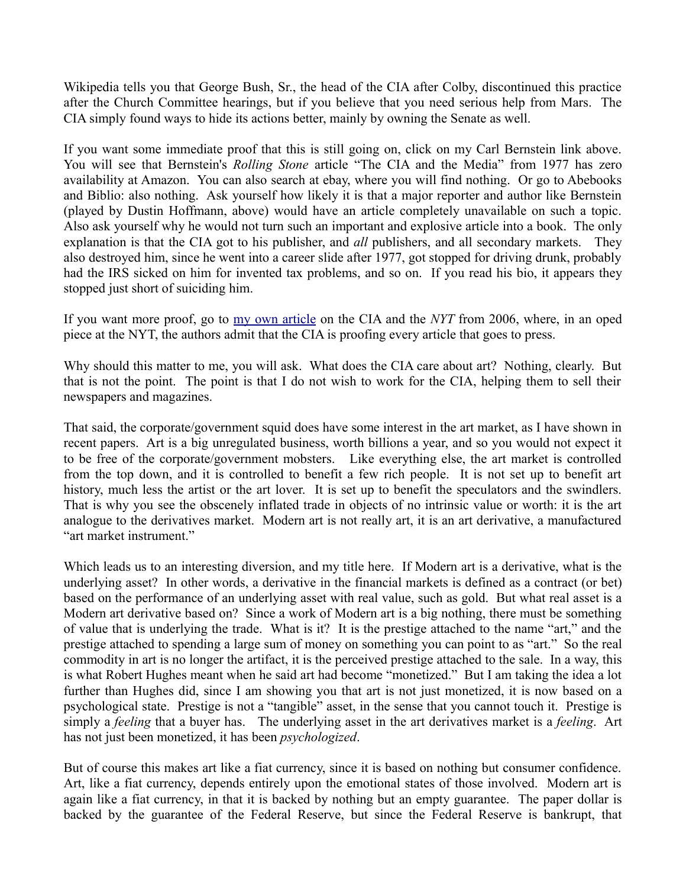Wikipedia tells you that George Bush, Sr., the head of the CIA after Colby, discontinued this practice after the Church Committee hearings, but if you believe that you need serious help from Mars. The CIA simply found ways to hide its actions better, mainly by owning the Senate as well.

If you want some immediate proof that this is still going on, click on my Carl Bernstein link above. You will see that Bernstein's *Rolling Stone* article "The CIA and the Media" from 1977 has zero availability at Amazon. You can also search at ebay, where you will find nothing. Or go to Abebooks and Biblio: also nothing. Ask yourself how likely it is that a major reporter and author like Bernstein (played by Dustin Hoffmann, above) would have an article completely unavailable on such a topic. Also ask yourself why he would not turn such an important and explosive article into a book. The only explanation is that the CIA got to his publisher, and *all* publishers, and all secondary markets. They also destroyed him, since he went into a career slide after 1977, got stopped for driving drunk, probably had the IRS sicked on him for invented tax problems, and so on. If you read his bio, it appears they stopped just short of suiciding him.

If you want more proof, go to my own article on the CIA and the *NYT* from 2006, where, in an oped piece at the NYT, the authors admit that the CIA is proofing every article that goes to press.

Why should this matter to me, you will ask. What does the CIA care about art? Nothing, clearly. But that is not the point. The point is that I do not wish to work for the CIA, helping them to sell their newspapers and magazines.

That said, the corporate/government squid does have some interest in the art market, as I have shown in recent papers. Art is a big unregulated business, worth billions a year, and so you would not expect it to be free of the corporate/government mobsters. Like everything else, the art market is controlled from the top down, and it is controlled to benefit a few rich people. It is not set up to benefit art history, much less the artist or the art lover. It is set up to benefit the speculators and the swindlers. That is why you see the obscenely inflated trade in objects of no intrinsic value or worth: it is the art analogue to the derivatives market. Modern art is not really art, it is an art derivative, a manufactured "art market instrument."

Which leads us to an interesting diversion, and my title here. If Modern art is a derivative, what is the underlying asset? In other words, a derivative in the financial markets is defined as a contract (or bet) based on the performance of an underlying asset with real value, such as gold. But what real asset is a Modern art derivative based on? Since a work of Modern art is a big nothing, there must be something of value that is underlying the trade. What is it? It is the prestige attached to the name "art," and the prestige attached to spending a large sum of money on something you can point to as "art." So the real commodity in art is no longer the artifact, it is the perceived prestige attached to the sale. In a way, this is what Robert Hughes meant when he said art had become "monetized." But I am taking the idea a lot further than Hughes did, since I am showing you that art is not just monetized, it is now based on a psychological state. Prestige is not a "tangible" asset, in the sense that you cannot touch it. Prestige is simply a *feeling* that a buyer has. The underlying asset in the art derivatives market is a *feeling*. Art has not just been monetized, it has been *psychologized*.

But of course this makes art like a fiat currency, since it is based on nothing but consumer confidence. Art, like a fiat currency, depends entirely upon the emotional states of those involved. Modern art is again like a fiat currency, in that it is backed by nothing but an empty guarantee. The paper dollar is backed by the guarantee of the Federal Reserve, but since the Federal Reserve is bankrupt, that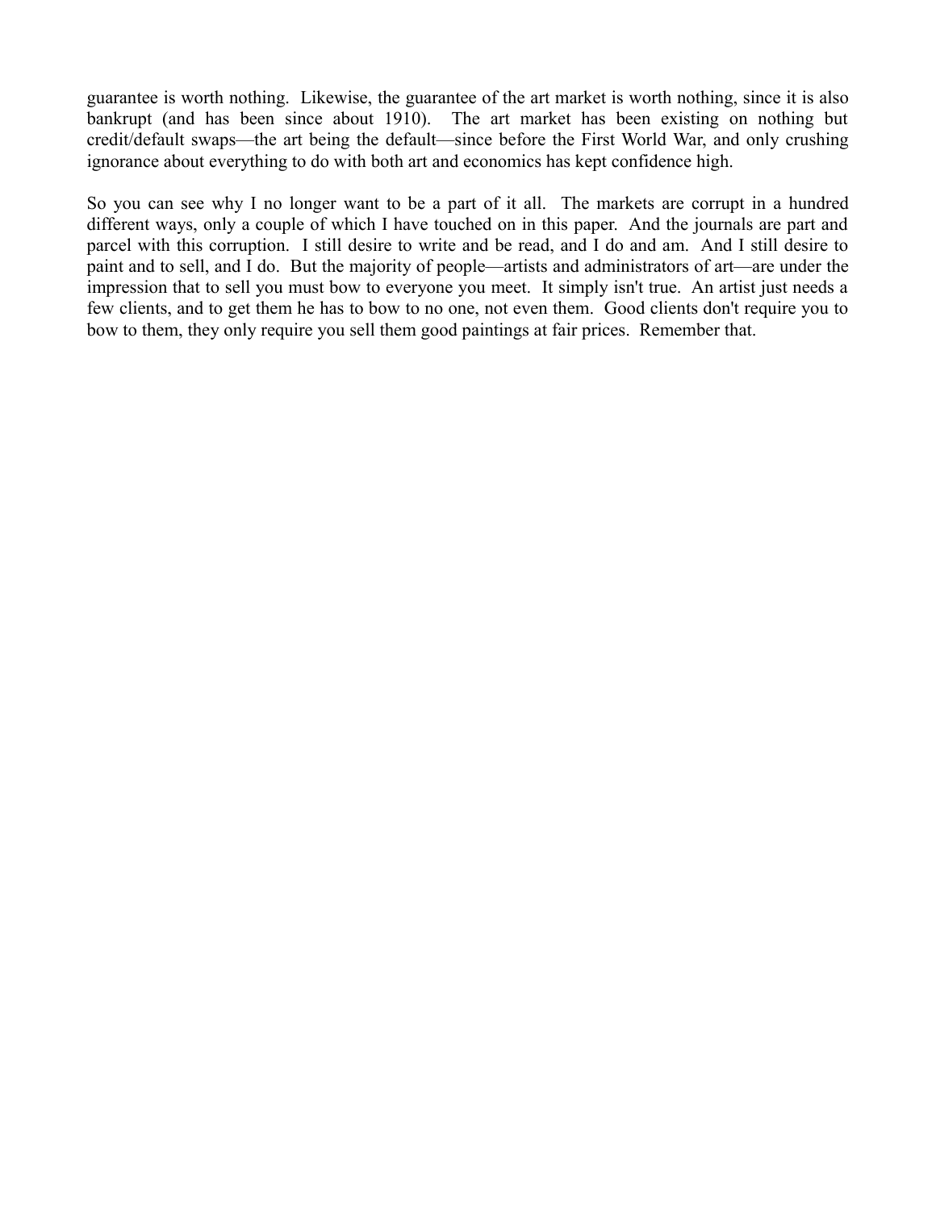guarantee is worth nothing. Likewise, the guarantee of the art market is worth nothing, since it is also bankrupt (and has been since about 1910). The art market has been existing on nothing but credit/default swaps—the art being the default—since before the First World War, and only crushing ignorance about everything to do with both art and economics has kept confidence high.

So you can see why I no longer want to be a part of it all. The markets are corrupt in a hundred different ways, only a couple of which I have touched on in this paper. And the journals are part and parcel with this corruption. I still desire to write and be read, and I do and am. And I still desire to paint and to sell, and I do. But the majority of people—artists and administrators of art—are under the impression that to sell you must bow to everyone you meet. It simply isn't true. An artist just needs a few clients, and to get them he has to bow to no one, not even them. Good clients don't require you to bow to them, they only require you sell them good paintings at fair prices. Remember that.